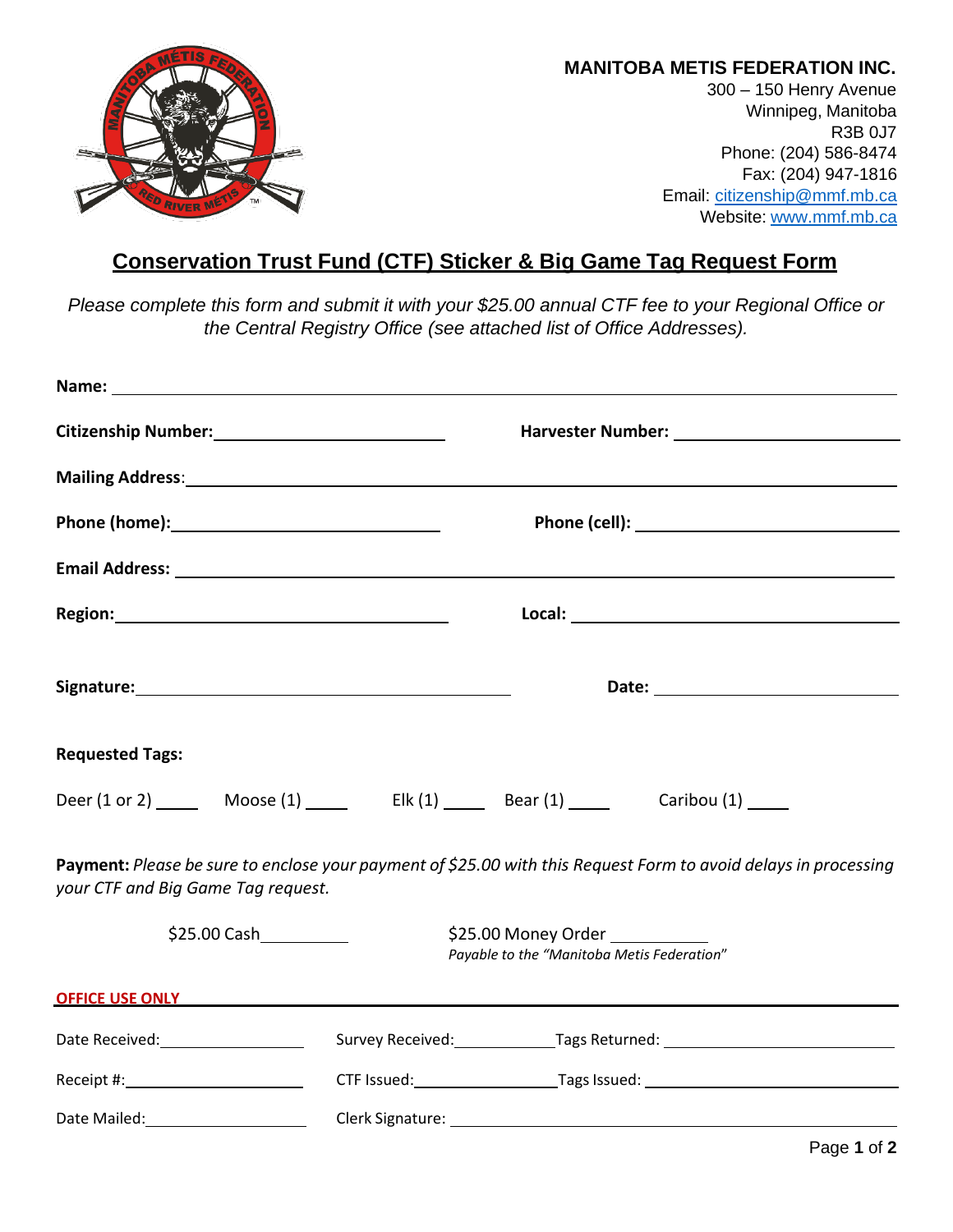**MANITOBA METIS FEDERATION INC.**
300 – 150 Henry Avenue
Winnipeg, Manitoba
R3B 0J7
Phone: (204) 586-8474
Fax: (204) 947-1816
Email: citizenship@mmf.mb.ca
Website: www.mmf.mb.ca

# Conservation Trust Fund (CTF) Sticker & Big Game Tag Request Form

*Please complete this form and submit it with your $25.00 annual CTF fee to your Regional Office or the Central Registry Office (see attached list of Office Addresses).*

**Name:** ______________________________________________

**Citizenship Number:** ____________________ **Harvester Number:** ____________________

**Mailing Address:** ______________________________________________

**Phone (home):** ____________________ **Phone (cell):** ____________________

**Email Address:** ______________________________________________

**Region:** ____________________ **Local:** ____________________

**Signature:** ____________________ **Date:** ____________________

**Requested Tags:**

Deer (1 or 2) _____ Moose (1) _____ Elk (1) _____ Bear (1) _____ Caribou (1) _____

**Payment:** *Please be sure to enclose your payment of $25.00 with this Request Form to avoid delays in processing your CTF and Big Game Tag request.*

$25.00 Cash__________ $25.00 Money Order __________
*Payable to the "Manitoba Metis Federation"*

**OFFICE USE ONLY**

Date Received:__________ Survey Received:__________ Tags Returned: __________

Receipt #:__________ CTF Issued:__________ Tags Issued: __________

Date Mailed:__________ Clerk Signature: __________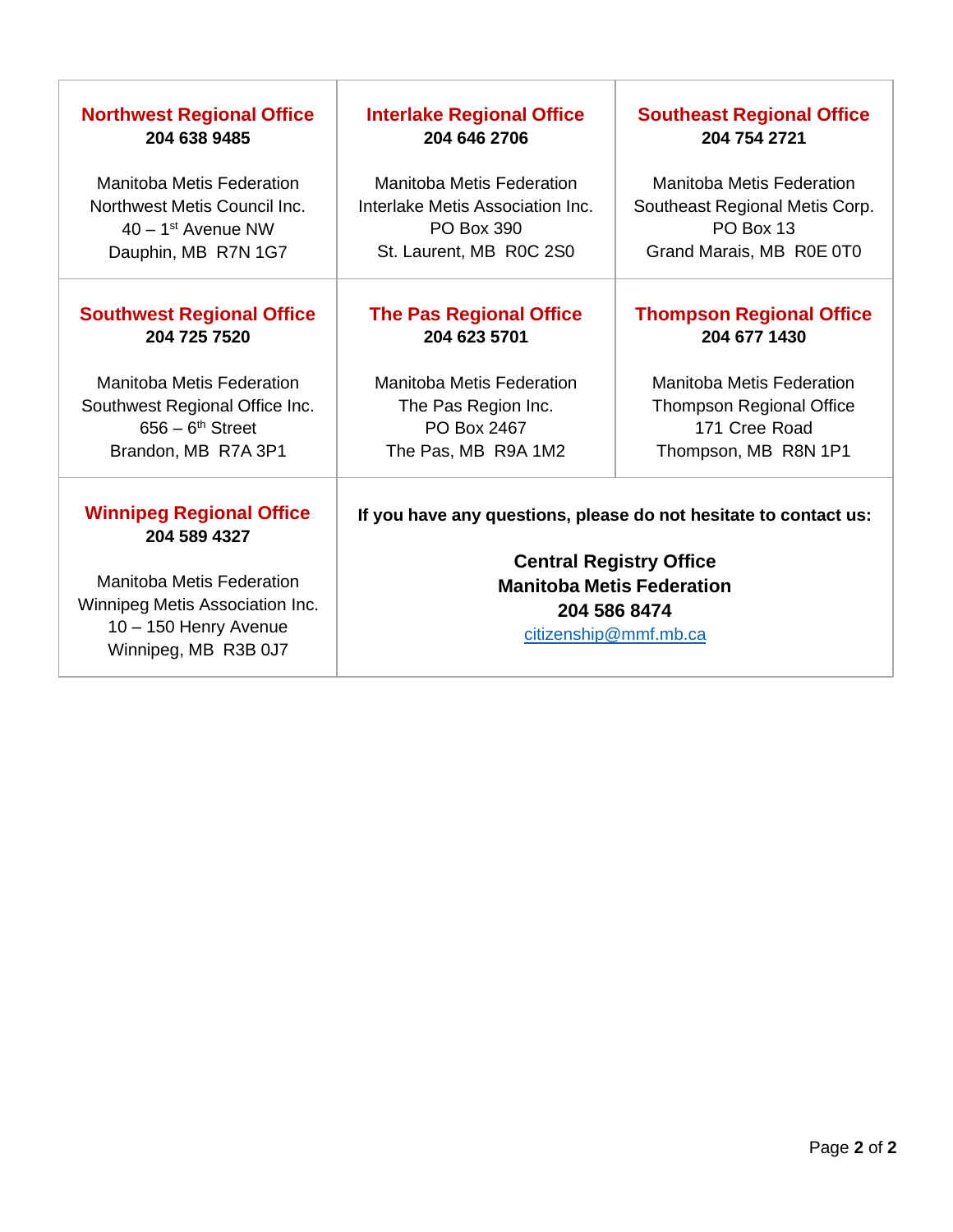| | | |
|---|---|---|
| **Northwest Regional Office**<br>**204 638 9485**<br><br>Manitoba Metis Federation<br>Northwest Metis Council Inc.<br>40 – 1st Avenue NW<br>Dauphin, MB R7N 1G7 | **Interlake Regional Office**<br>**204 646 2706**<br><br>Manitoba Metis Federation<br>Interlake Metis Association Inc.<br>PO Box 390<br>St. Laurent, MB R0C 2S0 | **Southeast Regional Office**<br>**204 754 2721**<br><br>Manitoba Metis Federation<br>Southeast Regional Metis Corp.<br>PO Box 13<br>Grand Marais, MB R0E 0T0 |
| **Southwest Regional Office**<br>**204 725 7520**<br><br>Manitoba Metis Federation<br>Southwest Regional Office Inc.<br>656 – 6th Street<br>Brandon, MB R7A 3P1 | **The Pas Regional Office**<br>**204 623 5701**<br><br>Manitoba Metis Federation<br>The Pas Region Inc.<br>PO Box 2467<br>The Pas, MB R9A 1M2 | **Thompson Regional Office**<br>**204 677 1430**<br><br>Manitoba Metis Federation<br>Thompson Regional Office<br>171 Cree Road<br>Thompson, MB R8N 1P1 |
| **Winnipeg Regional Office**<br>**204 589 4327**<br><br>Manitoba Metis Federation<br>Winnipeg Metis Association Inc.<br>10 – 150 Henry Avenue<br>Winnipeg, MB R3B 0J7 | **If you have any questions, please do not hesitate to contact us:**<br><br>**Central Registry Office**<br>**Manitoba Metis Federation**<br>**204 586 8474**<br>citizenship@mmf.mb.ca | |